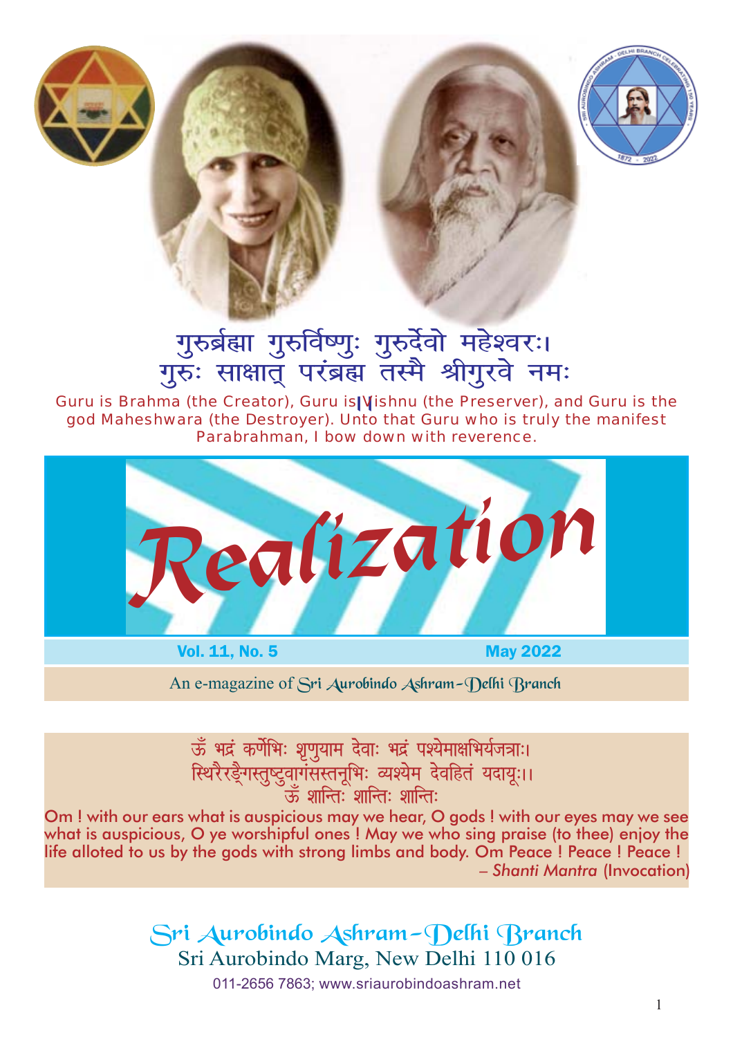गुरुर्ब्रह्मा गुरुर्विष्णुः गुरुर्देवो महेश्वरः।
गुरुः साक्षात् परंब्रह्म तस्मै श्रीगुरवे नमः

Guru is Brahma (the Creator), Guru is Vishnu (the Preserver), and Guru is the god Maheshwara (the Destroyer). Unto that Guru who is truly the manifest Parabrahman, I bow down with reverence.

# Realization

**Vol. 11, No. 5** **May 2022**

An e-magazine of Sri Aurobindo Ashram–Delhi Branch

ऊँ भद्रं कर्णेभिः शृणुयाम देवाः भद्रं पश्येमाक्षभिर्यजत्राः।
स्थिरैरङ्गैस्तुष्टुवागंसस्तनूभिः व्यश्येम देवहितं यदायूः।।
ऊँ शान्तिः शान्तिः शान्तिः

Om ! with our ears what is auspicious may we hear, O gods ! with our eyes may we see what is auspicious, O ye worshipful ones ! May we who sing praise (to thee) enjoy the life alloted to us by the gods with strong limbs and body. Om Peace ! Peace ! Peace !

– *Shanti Mantra* (Invocation)

Sri Aurobindo Ashram–Delhi Branch
Sri Aurobindo Marg, New Delhi 110 016
011-2656 7863; www.sriaurobindoashram.net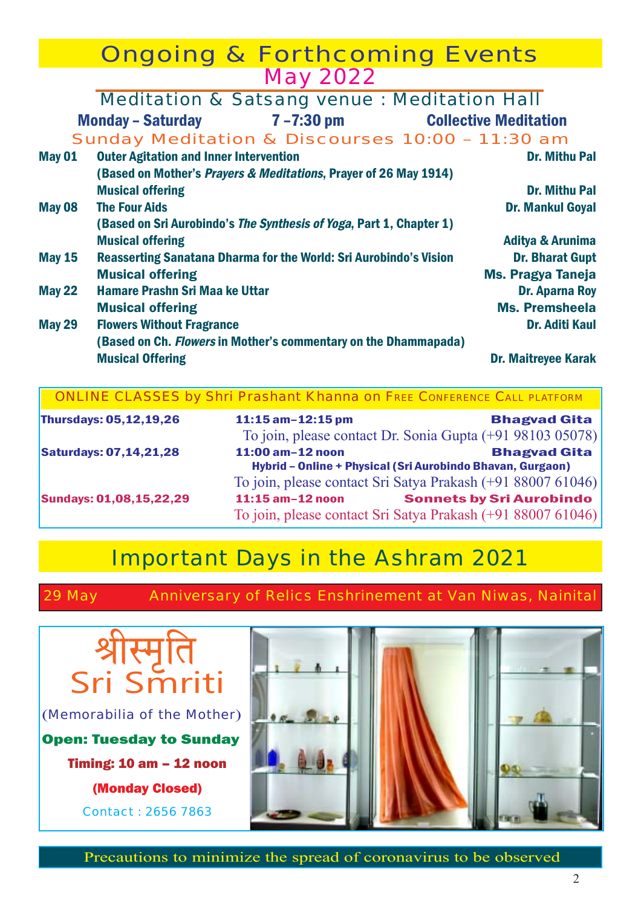# Ongoing & Forthcoming Events

## May 2022

### Meditation & Satsang venue : Meditation Hall

**Monday – Saturday** **7 –7:30 pm** **Collective Meditation**

### Sunday Meditation & Discourses 10:00 – 11:30 am

| Date | Topic | Speaker |
|---|---|---|
| **May 01** | **Outer Agitation and Inner Intervention** | **Dr. Mithu Pal** |
| | **(Based on Mother's *Prayers & Meditations*, Prayer of 26 May 1914)** | |
| | **Musical offering** | **Dr. Mithu Pal** |
| **May 08** | **The Four Aids** | **Dr. Mankul Goyal** |
| | **(Based on Sri Aurobindo's *The Synthesis of Yoga*, Part 1, Chapter 1)** | |
| | **Musical offering** | **Aditya & Arunima** |
| **May 15** | **Reasserting Sanatana Dharma for the World: Sri Aurobindo's Vision** | **Dr. Bharat Gupt** |
| | **Musical offering** | **Ms. Pragya Taneja** |
| **May 22** | **Hamare Prashn Sri Maa ke Uttar** | **Dr. Aparna Roy** |
| | **Musical offering** | **Ms. Premsheela** |
| **May 29** | **Flowers Without Fragrance** | **Dr. Aditi Kaul** |
| | **(Based on Ch. *Flowers* in Mother's commentary on the Dhammapada)** | |
| | **Musical Offering** | **Dr. Maitreyee Karak** |

### ONLINE CLASSES by Shri Prashant Khanna on Free Conference Call platform

| Days | Time | Subject |
|---|---|---|
| **Thursdays: 05,12,19,26** | **11:15 am–12:15 pm** | **Bhagvad Gita** |
| | To join, please contact Dr. Sonia Gupta (+91 98103 05078) | |
| **Saturdays: 07,14,21,28** | **11:00 am–12 noon** | **Bhagvad Gita** |
| | **Hybrid – Online + Physical (Sri Aurobindo Bhavan, Gurgaon)** | |
| | To join, please contact Sri Satya Prakash (+91 88007 61046) | |
| **Sundays: 01,08,15,22,29** | **11:15 am–12 noon** | **Sonnets by Sri Aurobindo** |
| | To join, please contact Sri Satya Prakash (+91 88007 61046) | |

# Important Days in the Ashram 2021

29 May Anniversary of Relics Enshrinement at Van Niwas, Nainital

## श्रीस्मृति
## Sri Smriti

(Memorabilia of the Mother)

**Open: Tuesday to Sunday**

**Timing: 10 am – 12 noon**

**(Monday Closed)**

Contact : 2656 7863

Precautions to minimize the spread of coronavirus to be observed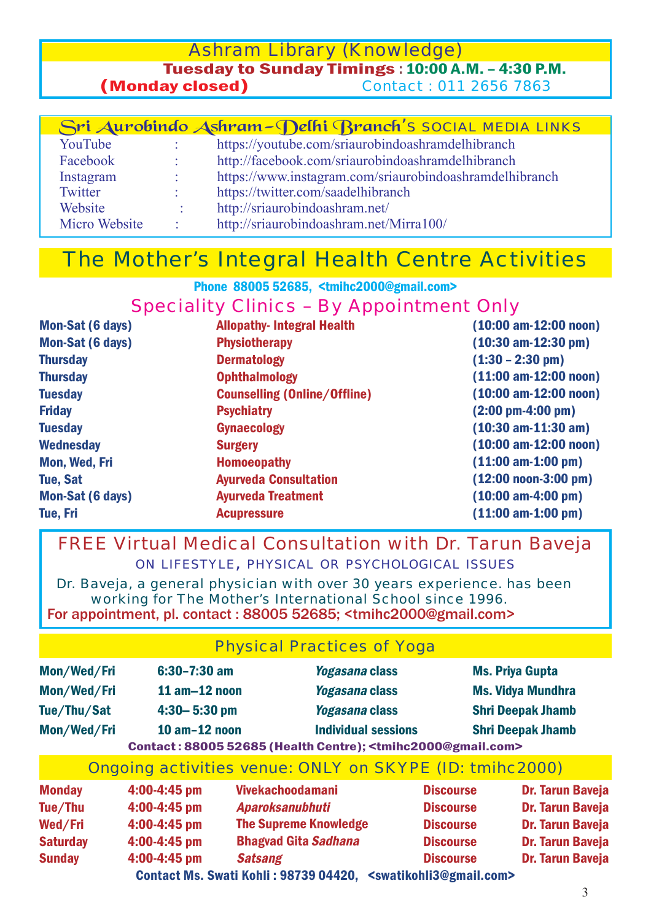## Ashram Library (Knowledge)

**Tuesday to Sunday Timings : 10:00 A.M. – 4:30 P.M.**

**(Monday closed)** Contact : 011 2656 7863

## Sri Aurobindo Ashram–Delhi Branch's SOCIAL MEDIA LINKS

| | | |
|---|---|---|
| YouTube | : | https://youtube.com/sriaurobindoashramdelhibranch |
| Facebook | : | http://facebook.com/sriaurobindoashramdelhibranch |
| Instagram | : | https://www.instagram.com/sriaurobindoashramdelhibranch |
| Twitter | : | https://twitter.com/saadelhibranch |
| Website | : | http://sriaurobindoashram.net/ |
| Micro Website | : | http://sriaurobindoashram.net/Mirra100/ |

# The Mother's Integral Health Centre Activities

**Phone 88005 52685, <tmihc2000@gmail.com>**

## Speciality Clinics – By Appointment Only

| | | |
|---|---|---|
| Mon-Sat (6 days) | Allopathy- Integral Health | (10:00 am-12:00 noon) |
| Mon-Sat (6 days) | Physiotherapy | (10:30 am-12:30 pm) |
| Thursday | Dermatology | (1:30 – 2:30 pm) |
| Thursday | Ophthalmology | (11:00 am-12:00 noon) |
| Tuesday | Counselling (Online/Offline) | (10:00 am-12:00 noon) |
| Friday | Psychiatry | (2:00 pm-4:00 pm) |
| Tuesday | Gynaecology | (10:30 am-11:30 am) |
| Wednesday | Surgery | (10:00 am-12:00 noon) |
| Mon, Wed, Fri | Homoeopathy | (11:00 am-1:00 pm) |
| Tue, Sat | Ayurveda Consultation | (12:00 noon-3:00 pm) |
| Mon-Sat (6 days) | Ayurveda Treatment | (10:00 am-4:00 pm) |
| Tue, Fri | Acupressure | (11:00 am-1:00 pm) |

## FREE Virtual Medical Consultation with Dr. Tarun Baveja

ON LIFESTYLE, PHYSICAL OR PSYCHOLOGICAL ISSUES

Dr. Baveja, a general physician with over 30 years experience. has been working for The Mother's International School since 1996.

**For appointment, pl. contact : 88005 52685; <tmihc2000@gmail.com>**

## Physical Practices of Yoga

| | | | |
|---|---|---|---|
| Mon/Wed/Fri | 6:30–7:30 am | *Yogasana* class | Ms. Priya Gupta |
| Mon/Wed/Fri | 11 am–12 noon | *Yogasana* class | Ms. Vidya Mundhra |
| Tue/Thu/Sat | 4:30– 5:30 pm | *Yogasana* class | Shri Deepak Jhamb |
| Mon/Wed/Fri | 10 am–12 noon | Individual sessions | Shri Deepak Jhamb |

**Contact : 88005 52685 (Health Centre); <tmihc2000@gmail.com>**

## Ongoing activities venue: ONLY on SKYPE (ID: tmihc2000)

| | | | | |
|---|---|---|---|---|
| Monday | 4:00-4:45 pm | Vivekachoodamani | Discourse | Dr. Tarun Baveja |
| Tue/Thu | 4:00-4:45 pm | *Aparoksanubhuti* | Discourse | Dr. Tarun Baveja |
| Wed/Fri | 4:00-4:45 pm | The Supreme Knowledge | Discourse | Dr. Tarun Baveja |
| Saturday | 4:00-4:45 pm | Bhagvad Gita *Sadhana* | Discourse | Dr. Tarun Baveja |
| Sunday | 4:00-4:45 pm | *Satsang* | Discourse | Dr. Tarun Baveja |

**Contact Ms. Swati Kohli : 98739 04420, <swatikohli3@gmail.com>**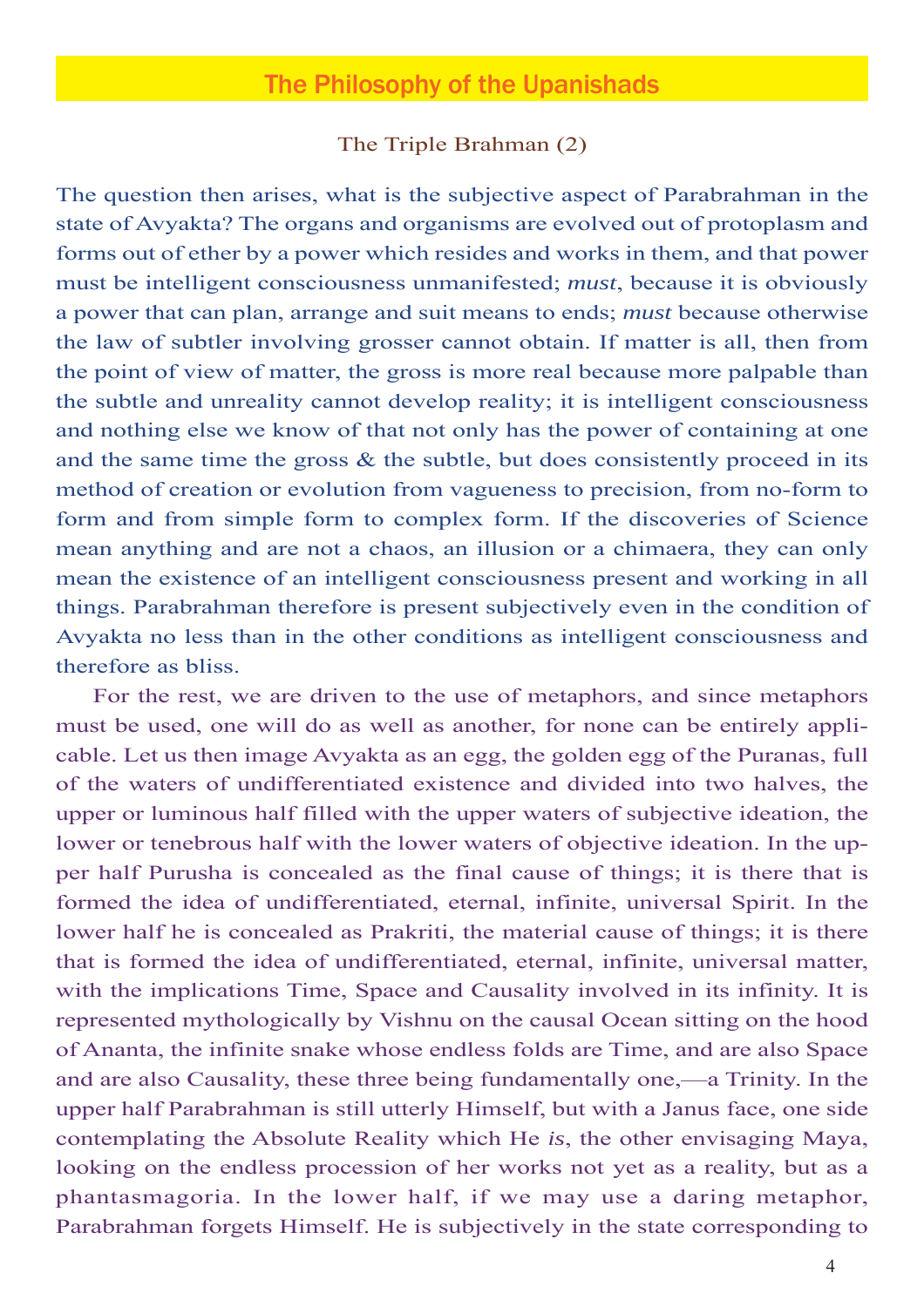## The Philosophy of the Upanishads

### The Triple Brahman (2)

The question then arises, what is the subjective aspect of Parabrahman in the state of Avyakta? The organs and organisms are evolved out of protoplasm and forms out of ether by a power which resides and works in them, and that power must be intelligent consciousness unmanifested; *must*, because it is obviously a power that can plan, arrange and suit means to ends; *must* because otherwise the law of subtler involving grosser cannot obtain. If matter is all, then from the point of view of matter, the gross is more real because more palpable than the subtle and unreality cannot develop reality; it is intelligent consciousness and nothing else we know of that not only has the power of containing at one and the same time the gross & the subtle, but does consistently proceed in its method of creation or evolution from vagueness to precision, from no-form to form and from simple form to complex form. If the discoveries of Science mean anything and are not a chaos, an illusion or a chimaera, they can only mean the existence of an intelligent consciousness present and working in all things. Parabrahman therefore is present subjectively even in the condition of Avyakta no less than in the other conditions as intelligent consciousness and therefore as bliss.

For the rest, we are driven to the use of metaphors, and since metaphors must be used, one will do as well as another, for none can be entirely applicable. Let us then image Avyakta as an egg, the golden egg of the Puranas, full of the waters of undifferentiated existence and divided into two halves, the upper or luminous half filled with the upper waters of subjective ideation, the lower or tenebrous half with the lower waters of objective ideation. In the upper half Purusha is concealed as the final cause of things; it is there that is formed the idea of undifferentiated, eternal, infinite, universal Spirit. In the lower half he is concealed as Prakriti, the material cause of things; it is there that is formed the idea of undifferentiated, eternal, infinite, universal matter, with the implications Time, Space and Causality involved in its infinity. It is represented mythologically by Vishnu on the causal Ocean sitting on the hood of Ananta, the infinite snake whose endless folds are Time, and are also Space and are also Causality, these three being fundamentally one,—a Trinity. In the upper half Parabrahman is still utterly Himself, but with a Janus face, one side contemplating the Absolute Reality which He *is*, the other envisaging Maya, looking on the endless procession of her works not yet as a reality, but as a phantasmagoria. In the lower half, if we may use a daring metaphor, Parabrahman forgets Himself. He is subjectively in the state corresponding to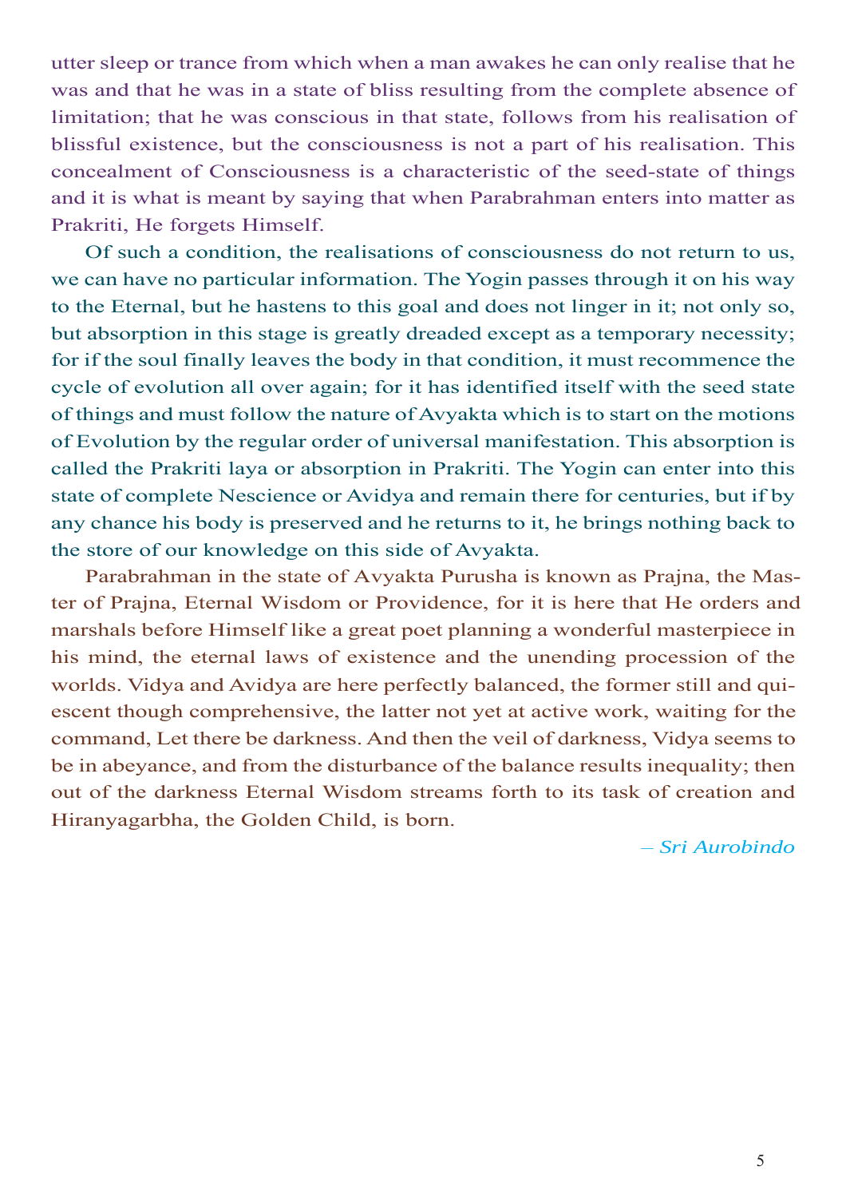utter sleep or trance from which when a man awakes he can only realise that he was and that he was in a state of bliss resulting from the complete absence of limitation; that he was conscious in that state, follows from his realisation of blissful existence, but the consciousness is not a part of his realisation. This concealment of Consciousness is a characteristic of the seed-state of things and it is what is meant by saying that when Parabrahman enters into matter as Prakriti, He forgets Himself.

Of such a condition, the realisations of consciousness do not return to us, we can have no particular information. The Yogin passes through it on his way to the Eternal, but he hastens to this goal and does not linger in it; not only so, but absorption in this stage is greatly dreaded except as a temporary necessity; for if the soul finally leaves the body in that condition, it must recommence the cycle of evolution all over again; for it has identified itself with the seed state of things and must follow the nature of Avyakta which is to start on the motions of Evolution by the regular order of universal manifestation. This absorption is called the Prakriti laya or absorption in Prakriti. The Yogin can enter into this state of complete Nescience or Avidya and remain there for centuries, but if by any chance his body is preserved and he returns to it, he brings nothing back to the store of our knowledge on this side of Avyakta.

Parabrahman in the state of Avyakta Purusha is known as Prajna, the Master of Prajna, Eternal Wisdom or Providence, for it is here that He orders and marshals before Himself like a great poet planning a wonderful masterpiece in his mind, the eternal laws of existence and the unending procession of the worlds. Vidya and Avidya are here perfectly balanced, the former still and quiescent though comprehensive, the latter not yet at active work, waiting for the command, Let there be darkness. And then the veil of darkness, Vidya seems to be in abeyance, and from the disturbance of the balance results inequality; then out of the darkness Eternal Wisdom streams forth to its task of creation and Hiranyagarbha, the Golden Child, is born.

*– Sri Aurobindo*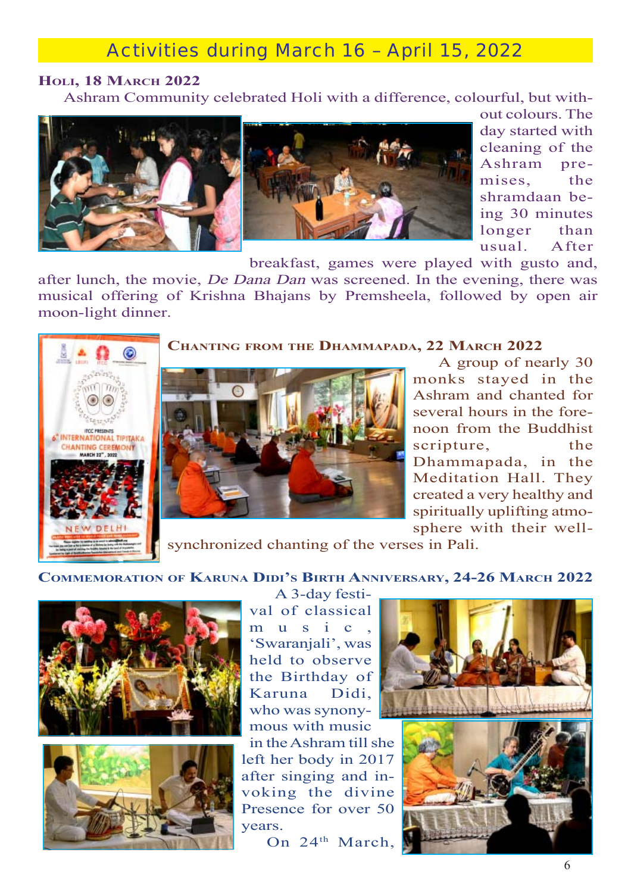## Activities during March 16 – April 15, 2022

### Holi, 18 March 2022

Ashram Community celebrated Holi with a difference, colourful, but without colours. The day started with cleaning of the Ashram premises, the shramdaan being 30 minutes longer than usual. After breakfast, games were played with gusto and, after lunch, the movie, *De Dana Dan* was screened. In the evening, there was musical offering of Krishna Bhajans by Premsheela, followed by open air moon-light dinner.

### Chanting from the Dhammapada, 22 March 2022

A group of nearly 30 monks stayed in the Ashram and chanted for several hours in the forenoon from the Buddhist scripture, the Dhammapada, in the Meditation Hall. They created a very healthy and spiritually uplifting atmosphere with their well-synchronized chanting of the verses in Pali.

### Commemoration of Karuna Didi's Birth Anniversary, 24-26 March 2022

A 3-day festival of classical music, 'Swaranjali', was held to observe the Birthday of Karuna Didi, who was synonymous with music in the Ashram till she left her body in 2017 after singing and invoking the divine Presence for over 50 years.

On 24$^{th}$ March,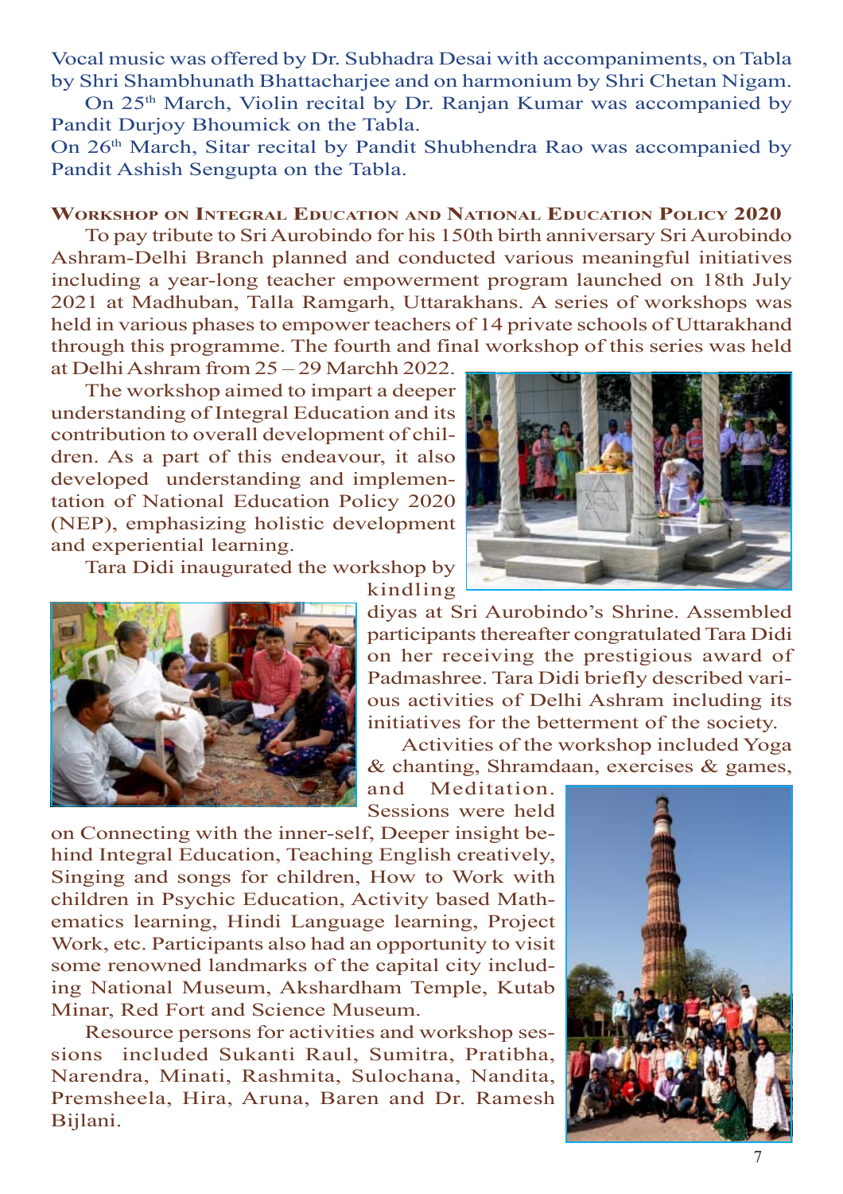Vocal music was offered by Dr. Subhadra Desai with accompaniments, on Tabla by Shri Shambhunath Bhattacharjee and on harmonium by Shri Chetan Nigam.

On 25th March, Violin recital by Dr. Ranjan Kumar was accompanied by Pandit Durjoy Bhoumick on the Tabla.

On 26th March, Sitar recital by Pandit Shubhendra Rao was accompanied by Pandit Ashish Sengupta on the Tabla.

**Workshop on Integral Education and National Education Policy 2020**

To pay tribute to Sri Aurobindo for his 150th birth anniversary Sri Aurobindo Ashram-Delhi Branch planned and conducted various meaningful initiatives including a year-long teacher empowerment program launched on 18th July 2021 at Madhuban, Talla Ramgarh, Uttarakhans. A series of workshops was held in various phases to empower teachers of 14 private schools of Uttarakhand through this programme. The fourth and final workshop of this series was held at Delhi Ashram from 25 – 29 Marchh 2022.

The workshop aimed to impart a deeper understanding of Integral Education and its contribution to overall development of children. As a part of this endeavour, it also developed understanding and implementation of National Education Policy 2020 (NEP), emphasizing holistic development and experiential learning.

Tara Didi inaugurated the workshop by kindling diyas at Sri Aurobindo's Shrine. Assembled participants thereafter congratulated Tara Didi on her receiving the prestigious award of Padmashree. Tara Didi briefly described various activities of Delhi Ashram including its initiatives for the betterment of the society.

Activities of the workshop included Yoga & chanting, Shramdaan, exercises & games, and Meditation. Sessions were held on Connecting with the inner-self, Deeper insight behind Integral Education, Teaching English creatively, Singing and songs for children, How to Work with children in Psychic Education, Activity based Mathematics learning, Hindi Language learning, Project Work, etc. Participants also had an opportunity to visit some renowned landmarks of the capital city including National Museum, Akshardham Temple, Kutab Minar, Red Fort and Science Museum.

Resource persons for activities and workshop sessions included Sukanti Raul, Sumitra, Pratibha, Narendra, Minati, Rashmita, Sulochana, Nandita, Premsheela, Hira, Aruna, Baren and Dr. Ramesh Bijlani.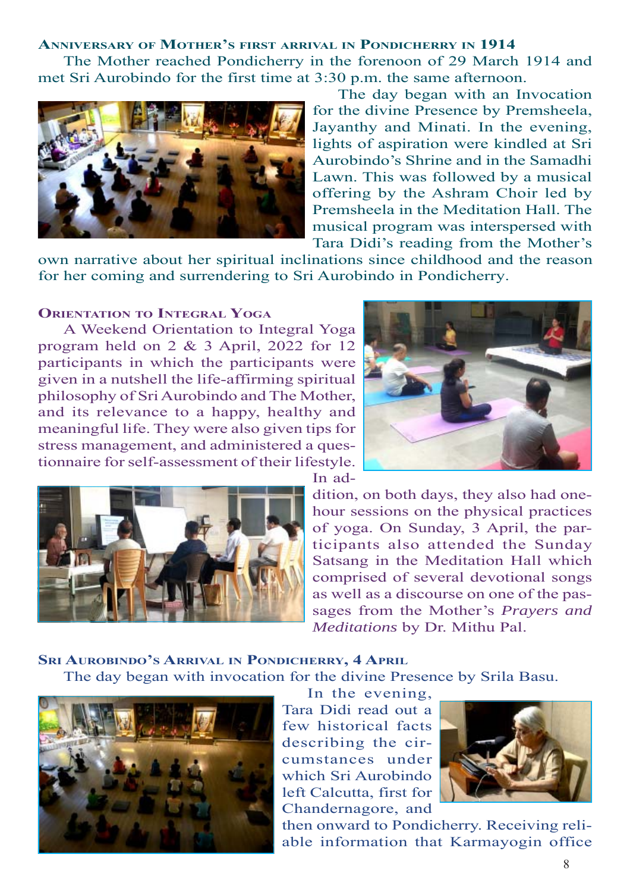### Anniversary of Mother's first arrival in Pondicherry in 1914

The Mother reached Pondicherry in the forenoon of 29 March 1914 and met Sri Aurobindo for the first time at 3:30 p.m. the same afternoon.

The day began with an Invocation for the divine Presence by Premsheela, Jayanthy and Minati. In the evening, lights of aspiration were kindled at Sri Aurobindo's Shrine and in the Samadhi Lawn. This was followed by a musical offering by the Ashram Choir led by Premsheela in the Meditation Hall. The musical program was interspersed with Tara Didi's reading from the Mother's own narrative about her spiritual inclinations since childhood and the reason for her coming and surrendering to Sri Aurobindo in Pondicherry.

### Orientation to Integral Yoga

A Weekend Orientation to Integral Yoga program held on 2 & 3 April, 2022 for 12 participants in which the participants were given in a nutshell the life-affirming spiritual philosophy of Sri Aurobindo and The Mother, and its relevance to a happy, healthy and meaningful life. They were also given tips for stress management, and administered a questionnaire for self-assessment of their lifestyle. In addition, on both days, they also had one-hour sessions on the physical practices of yoga. On Sunday, 3 April, the participants also attended the Sunday Satsang in the Meditation Hall which comprised of several devotional songs as well as a discourse on one of the passages from the Mother's *Prayers and Meditations* by Dr. Mithu Pal.

### Sri Aurobindo's Arrival in Pondicherry, 4 April

The day began with invocation for the divine Presence by Srila Basu.

In the evening, Tara Didi read out a few historical facts describing the circumstances under which Sri Aurobindo left Calcutta, first for Chandernagore, and then onward to Pondicherry. Receiving reliable information that Karmayogin office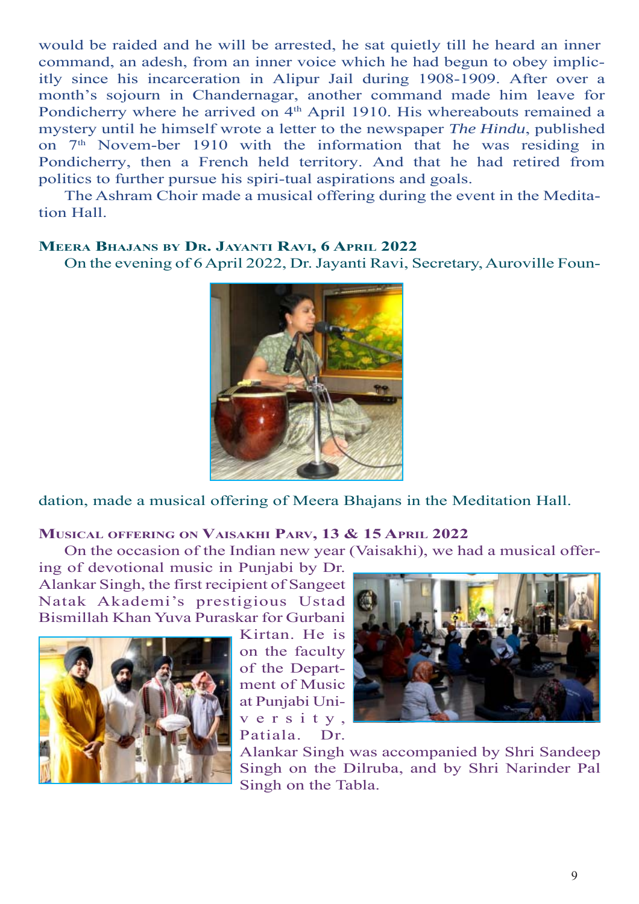would be raided and he will be arrested, he sat quietly till he heard an inner command, an adesh, from an inner voice which he had begun to obey implicitly since his incarceration in Alipur Jail during 1908-1909. After over a month's sojourn in Chandernagar, another command made him leave for Pondicherry where he arrived on 4th April 1910. His whereabouts remained a mystery until he himself wrote a letter to the newspaper *The Hindu*, published on 7th November 1910 with the information that he was residing in Pondicherry, then a French held territory. And that he had retired from politics to further pursue his spiritual aspirations and goals.

The Ashram Choir made a musical offering during the event in the Meditation Hall.

### Meera Bhajans by Dr. Jayanti Ravi, 6 April 2022

On the evening of 6 April 2022, Dr. Jayanti Ravi, Secretary, Auroville Foundation, made a musical offering of Meera Bhajans in the Meditation Hall.

### Musical offering on Vaisakhi Parv, 13 & 15 April 2022

On the occasion of the Indian new year (Vaisakhi), we had a musical offering of devotional music in Punjabi by Dr. Alankar Singh, the first recipient of Sangeet Natak Akademi's prestigious Ustad Bismillah Khan Yuva Puraskar for Gurbani Kirtan. He is on the faculty of the Department of Music at Punjabi University, Patiala. Dr. Alankar Singh was accompanied by Shri Sandeep Singh on the Dilruba, and by Shri Narinder Pal Singh on the Tabla.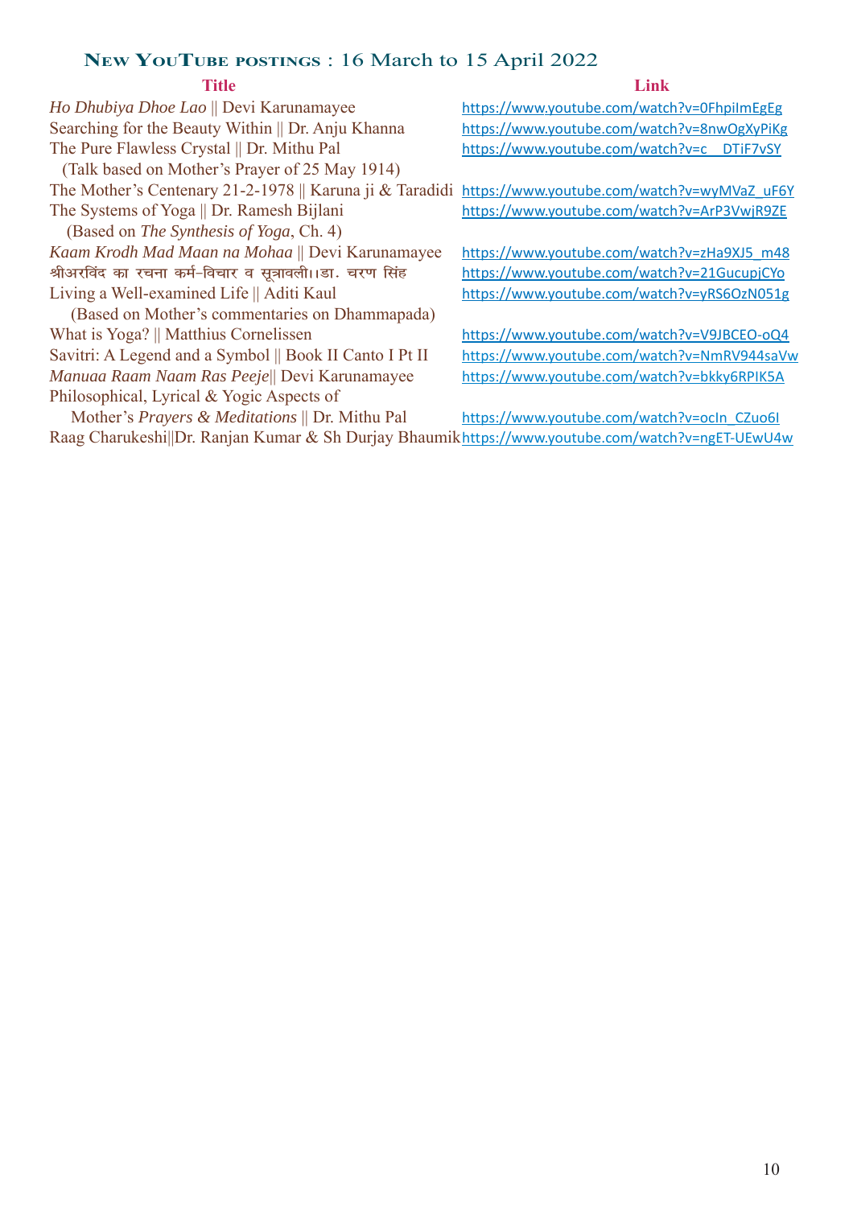## New YouTube postings : 16 March to 15 April 2022

| Title | Link |
|---|---|
| *Ho Dhubiya Dhoe Lao* \|\| Devi Karunamayee | https://www.youtube.com/watch?v=0FhpiImEgEg |
| Searching for the Beauty Within \|\| Dr. Anju Khanna | https://www.youtube.com/watch?v=8nwOgXyPiKg |
| The Pure Flawless Crystal \|\| Dr. Mithu Pal (Talk based on Mother's Prayer of 25 May 1914) | https://www.youtube.com/watch?v=c__DTiF7vSY |
| The Mother's Centenary 21-2-1978 \|\| Karuna ji & Taradidi | https://www.youtube.com/watch?v=wyMVaZ_uF6Y |
| The Systems of Yoga \|\| Dr. Ramesh Bijlani (Based on *The Synthesis of Yoga*, Ch. 4) | https://www.youtube.com/watch?v=ArP3VwjR9ZE |
| *Kaam Krodh Mad Maan na Mohaa* \|\| Devi Karunamayee | https://www.youtube.com/watch?v=zHa9XJ5_m48 |
| श्रीअरविंद का रचना कर्म-विचार व सूत्रावली।।डा. चरण सिंह | https://www.youtube.com/watch?v=21GucupjCYo |
| Living a Well-examined Life \|\| Aditi Kaul (Based on Mother's commentaries on Dhammapada) | https://www.youtube.com/watch?v=yRS6OzN051g |
| What is Yoga? \|\| Matthius Cornelissen | https://www.youtube.com/watch?v=V9JBCEO-oQ4 |
| Savitri: A Legend and a Symbol \|\| Book II Canto I Pt II | https://www.youtube.com/watch?v=NmRV944saVw |
| *Manuaa Raam Naam Ras Peeje*\|\| Devi Karunamayee | https://www.youtube.com/watch?v=bkky6RPIK5A |
| Philosophical, Lyrical & Yogic Aspects of Mother's *Prayers & Meditations* \|\| Dr. Mithu Pal | https://www.youtube.com/watch?v=ocIn_CZuo6I |
| Raag Charukeshi\|\|Dr. Ranjan Kumar & Sh Durjay Bhaumik | https://www.youtube.com/watch?v=ngET-UEwU4w |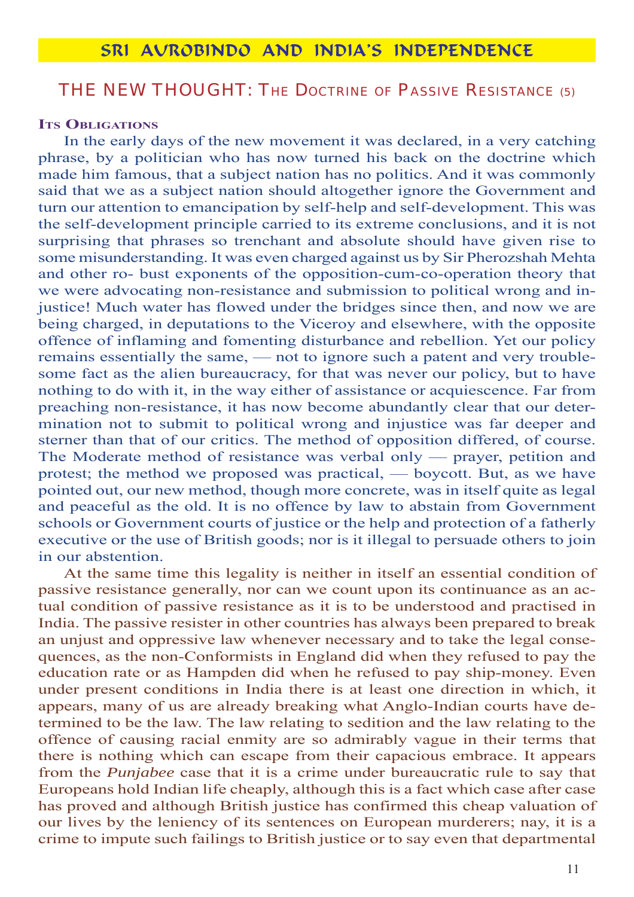## SRI AUROBINDO AND INDIA'S INDEPENDENCE

### THE NEW THOUGHT: The Doctrine of Passive Resistance (5)

**Its Obligations**

In the early days of the new movement it was declared, in a very catching phrase, by a politician who has now turned his back on the doctrine which made him famous, that a subject nation has no politics. And it was commonly said that we as a subject nation should altogether ignore the Government and turn our attention to emancipation by self-help and self-development. This was the self-development principle carried to its extreme conclusions, and it is not surprising that phrases so trenchant and absolute should have given rise to some misunderstanding. It was even charged against us by Sir Pherozshah Mehta and other robust exponents of the opposition-cum-co-operation theory that we were advocating non-resistance and submission to political wrong and injustice! Much water has flowed under the bridges since then, and now we are being charged, in deputations to the Viceroy and elsewhere, with the opposite offence of inflaming and fomenting disturbance and rebellion. Yet our policy remains essentially the same, — not to ignore such a patent and very troublesome fact as the alien bureaucracy, for that was never our policy, but to have nothing to do with it, in the way either of assistance or acquiescence. Far from preaching non-resistance, it has now become abundantly clear that our determination not to submit to political wrong and injustice was far deeper and sterner than that of our critics. The method of opposition differed, of course. The Moderate method of resistance was verbal only — prayer, petition and protest; the method we proposed was practical, — boycott. But, as we have pointed out, our new method, though more concrete, was in itself quite as legal and peaceful as the old. It is no offence by law to abstain from Government schools or Government courts of justice or the help and protection of a fatherly executive or the use of British goods; nor is it illegal to persuade others to join in our abstention.

At the same time this legality is neither in itself an essential condition of passive resistance generally, nor can we count upon its continuance as an actual condition of passive resistance as it is to be understood and practised in India. The passive resister in other countries has always been prepared to break an unjust and oppressive law whenever necessary and to take the legal consequences, as the non-Conformists in England did when they refused to pay the education rate or as Hampden did when he refused to pay ship-money. Even under present conditions in India there is at least one direction in which, it appears, many of us are already breaking what Anglo-Indian courts have determined to be the law. The law relating to sedition and the law relating to the offence of causing racial enmity are so admirably vague in their terms that there is nothing which can escape from their capacious embrace. It appears from the *Punjabee* case that it is a crime under bureaucratic rule to say that Europeans hold Indian life cheaply, although this is a fact which case after case has proved and although British justice has confirmed this cheap valuation of our lives by the leniency of its sentences on European murderers; nay, it is a crime to impute such failings to British justice or to say even that departmental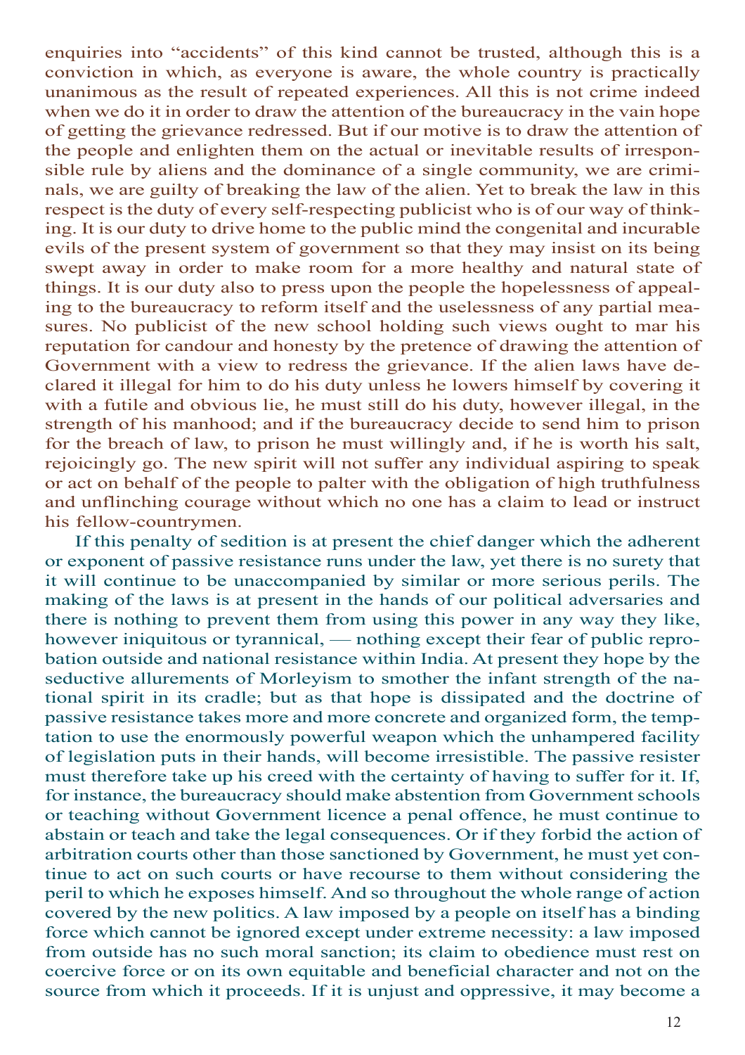enquiries into "accidents" of this kind cannot be trusted, although this is a conviction in which, as everyone is aware, the whole country is practically unanimous as the result of repeated experiences. All this is not crime indeed when we do it in order to draw the attention of the bureaucracy in the vain hope of getting the grievance redressed. But if our motive is to draw the attention of the people and enlighten them on the actual or inevitable results of irresponsible rule by aliens and the dominance of a single community, we are criminals, we are guilty of breaking the law of the alien. Yet to break the law in this respect is the duty of every self-respecting publicist who is of our way of thinking. It is our duty to drive home to the public mind the congenital and incurable evils of the present system of government so that they may insist on its being swept away in order to make room for a more healthy and natural state of things. It is our duty also to press upon the people the hopelessness of appealing to the bureaucracy to reform itself and the uselessness of any partial measures. No publicist of the new school holding such views ought to mar his reputation for candour and honesty by the pretence of drawing the attention of Government with a view to redress the grievance. If the alien laws have declared it illegal for him to do his duty unless he lowers himself by covering it with a futile and obvious lie, he must still do his duty, however illegal, in the strength of his manhood; and if the bureaucracy decide to send him to prison for the breach of law, to prison he must willingly and, if he is worth his salt, rejoicingly go. The new spirit will not suffer any individual aspiring to speak or act on behalf of the people to palter with the obligation of high truthfulness and unflinching courage without which no one has a claim to lead or instruct his fellow-countrymen.

If this penalty of sedition is at present the chief danger which the adherent or exponent of passive resistance runs under the law, yet there is no surety that it will continue to be unaccompanied by similar or more serious perils. The making of the laws is at present in the hands of our political adversaries and there is nothing to prevent them from using this power in any way they like, however iniquitous or tyrannical, — nothing except their fear of public reprobation outside and national resistance within India. At present they hope by the seductive allurements of Morleyism to smother the infant strength of the national spirit in its cradle; but as that hope is dissipated and the doctrine of passive resistance takes more and more concrete and organized form, the temptation to use the enormously powerful weapon which the unhampered facility of legislation puts in their hands, will become irresistible. The passive resister must therefore take up his creed with the certainty of having to suffer for it. If, for instance, the bureaucracy should make abstention from Government schools or teaching without Government licence a penal offence, he must continue to abstain or teach and take the legal consequences. Or if they forbid the action of arbitration courts other than those sanctioned by Government, he must yet continue to act on such courts or have recourse to them without considering the peril to which he exposes himself. And so throughout the whole range of action covered by the new politics. A law imposed by a people on itself has a binding force which cannot be ignored except under extreme necessity: a law imposed from outside has no such moral sanction; its claim to obedience must rest on coercive force or on its own equitable and beneficial character and not on the source from which it proceeds. If it is unjust and oppressive, it may become a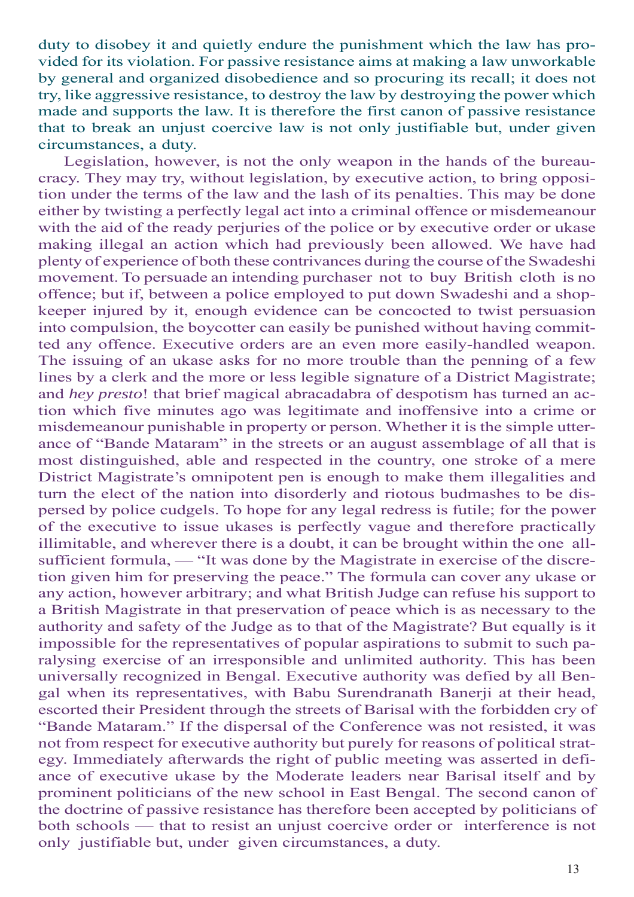duty to disobey it and quietly endure the punishment which the law has provided for its violation. For passive resistance aims at making a law unworkable by general and organized disobedience and so procuring its recall; it does not try, like aggressive resistance, to destroy the law by destroying the power which made and supports the law. It is therefore the first canon of passive resistance that to break an unjust coercive law is not only justifiable but, under given circumstances, a duty.

Legislation, however, is not the only weapon in the hands of the bureaucracy. They may try, without legislation, by executive action, to bring opposition under the terms of the law and the lash of its penalties. This may be done either by twisting a perfectly legal act into a criminal offence or misdemeanour with the aid of the ready perjuries of the police or by executive order or ukase making illegal an action which had previously been allowed. We have had plenty of experience of both these contrivances during the course of the Swadeshi movement. To persuade an intending purchaser not to buy British cloth is no offence; but if, between a police employed to put down Swadeshi and a shopkeeper injured by it, enough evidence can be concocted to twist persuasion into compulsion, the boycotter can easily be punished without having committed any offence. Executive orders are an even more easily-handled weapon. The issuing of an ukase asks for no more trouble than the penning of a few lines by a clerk and the more or less legible signature of a District Magistrate; and *hey presto*! that brief magical abracadabra of despotism has turned an action which five minutes ago was legitimate and inoffensive into a crime or misdemeanour punishable in property or person. Whether it is the simple utterance of "Bande Mataram" in the streets or an august assemblage of all that is most distinguished, able and respected in the country, one stroke of a mere District Magistrate's omnipotent pen is enough to make them illegalities and turn the elect of the nation into disorderly and riotous budmashes to be dispersed by police cudgels. To hope for any legal redress is futile; for the power of the executive to issue ukases is perfectly vague and therefore practically illimitable, and wherever there is a doubt, it can be brought within the one all-sufficient formula, — "It was done by the Magistrate in exercise of the discretion given him for preserving the peace." The formula can cover any ukase or any action, however arbitrary; and what British Judge can refuse his support to a British Magistrate in that preservation of peace which is as necessary to the authority and safety of the Judge as to that of the Magistrate? But equally is it impossible for the representatives of popular aspirations to submit to such paralysing exercise of an irresponsible and unlimited authority. This has been universally recognized in Bengal. Executive authority was defied by all Bengal when its representatives, with Babu Surendranath Banerji at their head, escorted their President through the streets of Barisal with the forbidden cry of "Bande Mataram." If the dispersal of the Conference was not resisted, it was not from respect for executive authority but purely for reasons of political strategy. Immediately afterwards the right of public meeting was asserted in defiance of executive ukase by the Moderate leaders near Barisal itself and by prominent politicians of the new school in East Bengal. The second canon of the doctrine of passive resistance has therefore been accepted by politicians of both schools — that to resist an unjust coercive order or interference is not only justifiable but, under given circumstances, a duty.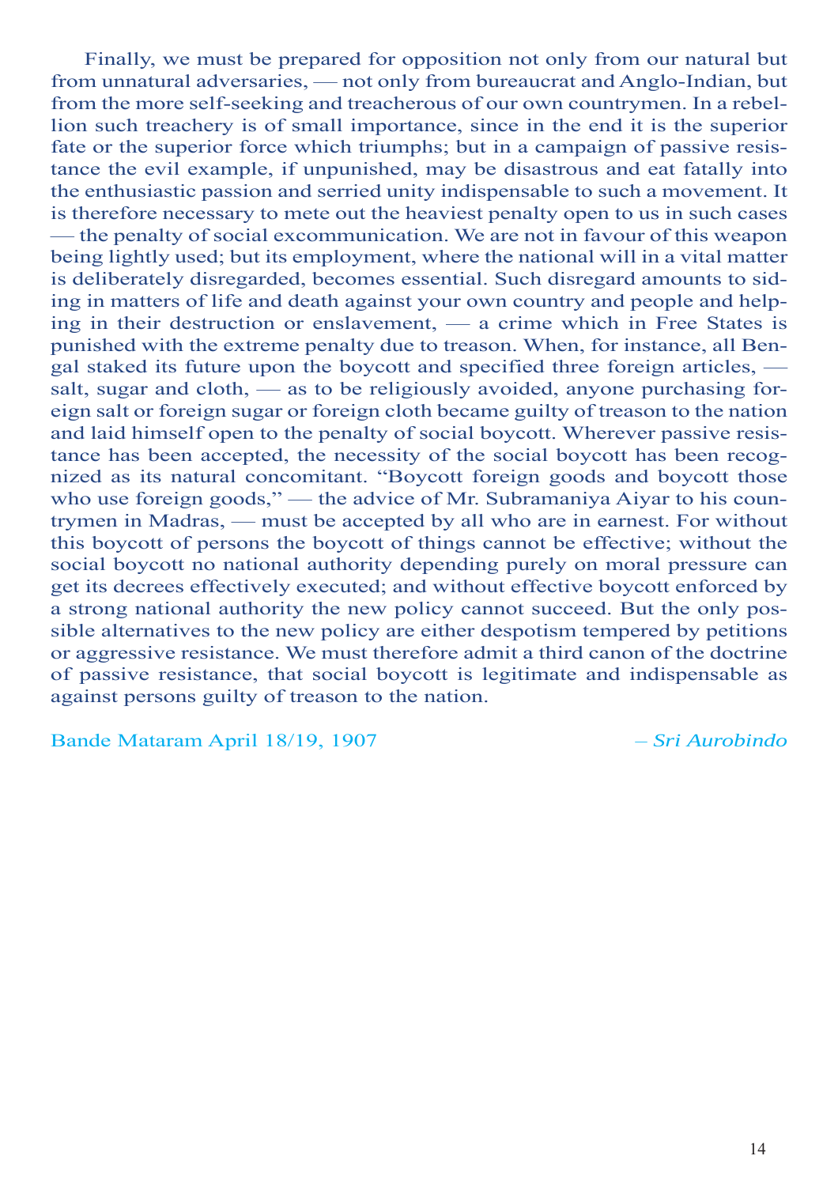Finally, we must be prepared for opposition not only from our natural but from unnatural adversaries, — not only from bureaucrat and Anglo-Indian, but from the more self-seeking and treacherous of our own countrymen. In a rebellion such treachery is of small importance, since in the end it is the superior fate or the superior force which triumphs; but in a campaign of passive resistance the evil example, if unpunished, may be disastrous and eat fatally into the enthusiastic passion and serried unity indispensable to such a movement. It is therefore necessary to mete out the heaviest penalty open to us in such cases — the penalty of social excommunication. We are not in favour of this weapon being lightly used; but its employment, where the national will in a vital matter is deliberately disregarded, becomes essential. Such disregard amounts to siding in matters of life and death against your own country and people and helping in their destruction or enslavement, — a crime which in Free States is punished with the extreme penalty due to treason. When, for instance, all Bengal staked its future upon the boycott and specified three foreign articles, — salt, sugar and cloth, — as to be religiously avoided, anyone purchasing foreign salt or foreign sugar or foreign cloth became guilty of treason to the nation and laid himself open to the penalty of social boycott. Wherever passive resistance has been accepted, the necessity of the social boycott has been recognized as its natural concomitant. "Boycott foreign goods and boycott those who use foreign goods," — the advice of Mr. Subramaniya Aiyar to his countrymen in Madras, — must be accepted by all who are in earnest. For without this boycott of persons the boycott of things cannot be effective; without the social boycott no national authority depending purely on moral pressure can get its decrees effectively executed; and without effective boycott enforced by a strong national authority the new policy cannot succeed. But the only possible alternatives to the new policy are either despotism tempered by petitions or aggressive resistance. We must therefore admit a third canon of the doctrine of passive resistance, that social boycott is legitimate and indispensable as against persons guilty of treason to the nation.

Bande Mataram April 18/19, 1907 — *Sri Aurobindo*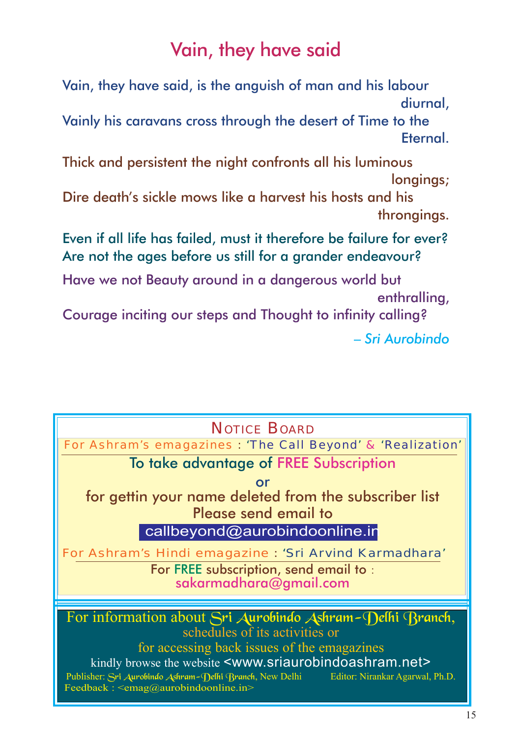# Vain, they have said

Vain, they have said, is the anguish of man and his labour diurnal,
Vainly his caravans cross through the desert of Time to the Eternal.

Thick and persistent the night confronts all his luminous longings;
Dire death's sickle mows like a harvest his hosts and his throngings.

Even if all life has failed, must it therefore be failure for ever?
Are not the ages before us still for a grander endeavour?

Have we not Beauty around in a dangerous world but enthralling,
Courage inciting our steps and Thought to infinity calling?

*– Sri Aurobindo*

## NOTICE BOARD

For Ashram's emagazines : 'The Call Beyond' & 'Realization'

To take advantage of FREE Subscription

or

for gettin your name deleted from the subscriber list

Please send email to

callbeyond@aurobindoonline.in

For Ashram's Hindi emagazine : 'Sri Arvind Karmadhara'

For FREE subscription, send email to :
sakarmadhara@gmail.com

For information about Sri Aurobindo Ashram-Delhi Branch,
schedules of its activities or
for accessing back issues of the emagazines
kindly browse the website <www.sriaurobindoashram.net>

Publisher: Sri Aurobindo Ashram-Delhi Branch, New Delhi Editor: Nirankar Agarwal, Ph.D.

Feedback : <emag@aurobindoonline.in>